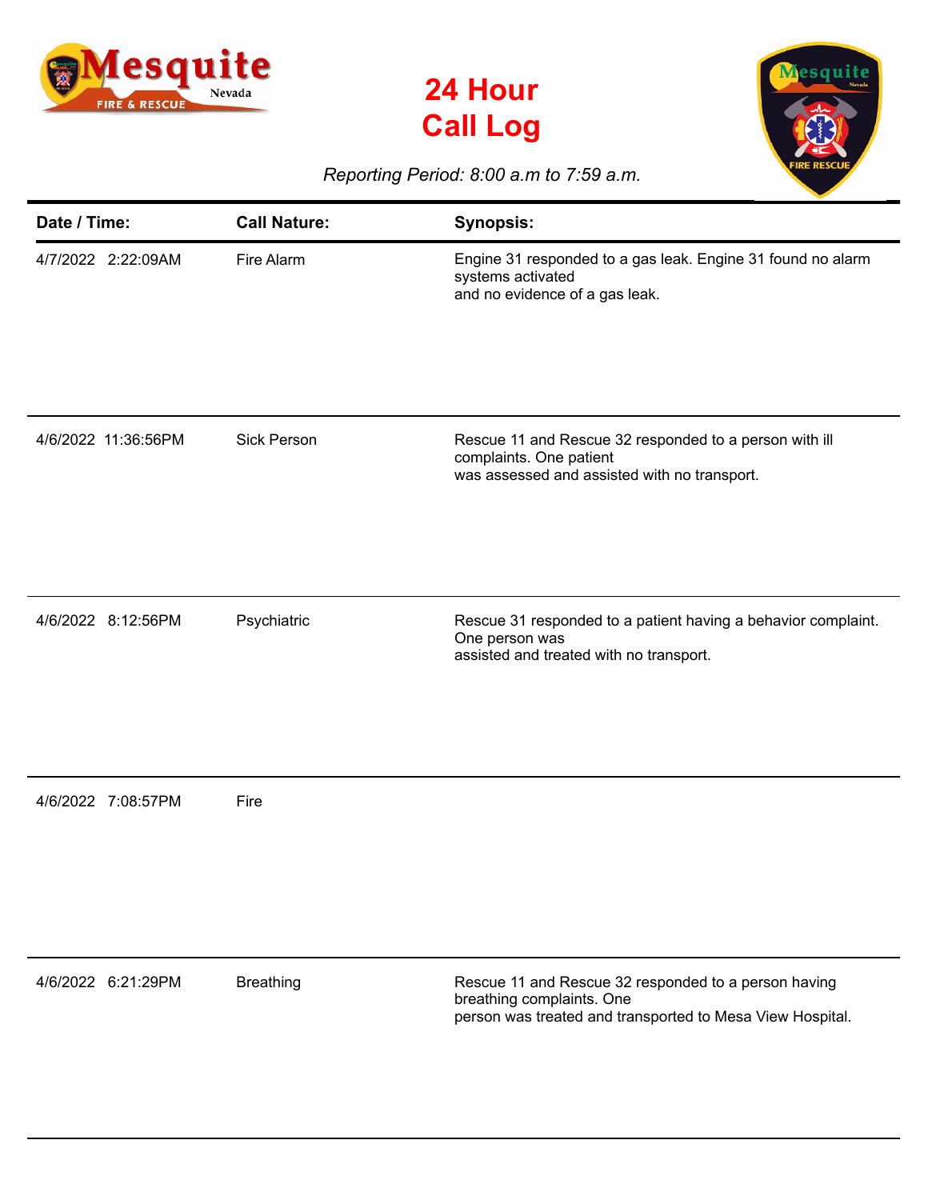# 24 Hour Call Log

*Reporting Period: 8:00 a.m to 7:59 a.m.*

| Date / Time: | Call Nature: | Synopsis: |
|---|---|---|
| 4/7/2022 2:22:09AM | Fire Alarm | Engine 31 responded to a gas leak. Engine 31 found no alarm systems activated and no evidence of a gas leak. |
| 4/6/2022 11:36:56PM | Sick Person | Rescue 11 and Rescue 32 responded to a person with ill complaints. One patient was assessed and assisted with no transport. |
| 4/6/2022 8:12:56PM | Psychiatric | Rescue 31 responded to a patient having a behavior complaint. One person was assisted and treated with no transport. |
| 4/6/2022 7:08:57PM | Fire | |
| 4/6/2022 6:21:29PM | Breathing | Rescue 11 and Rescue 32 responded to a person having breathing complaints. One person was treated and transported to Mesa View Hospital. |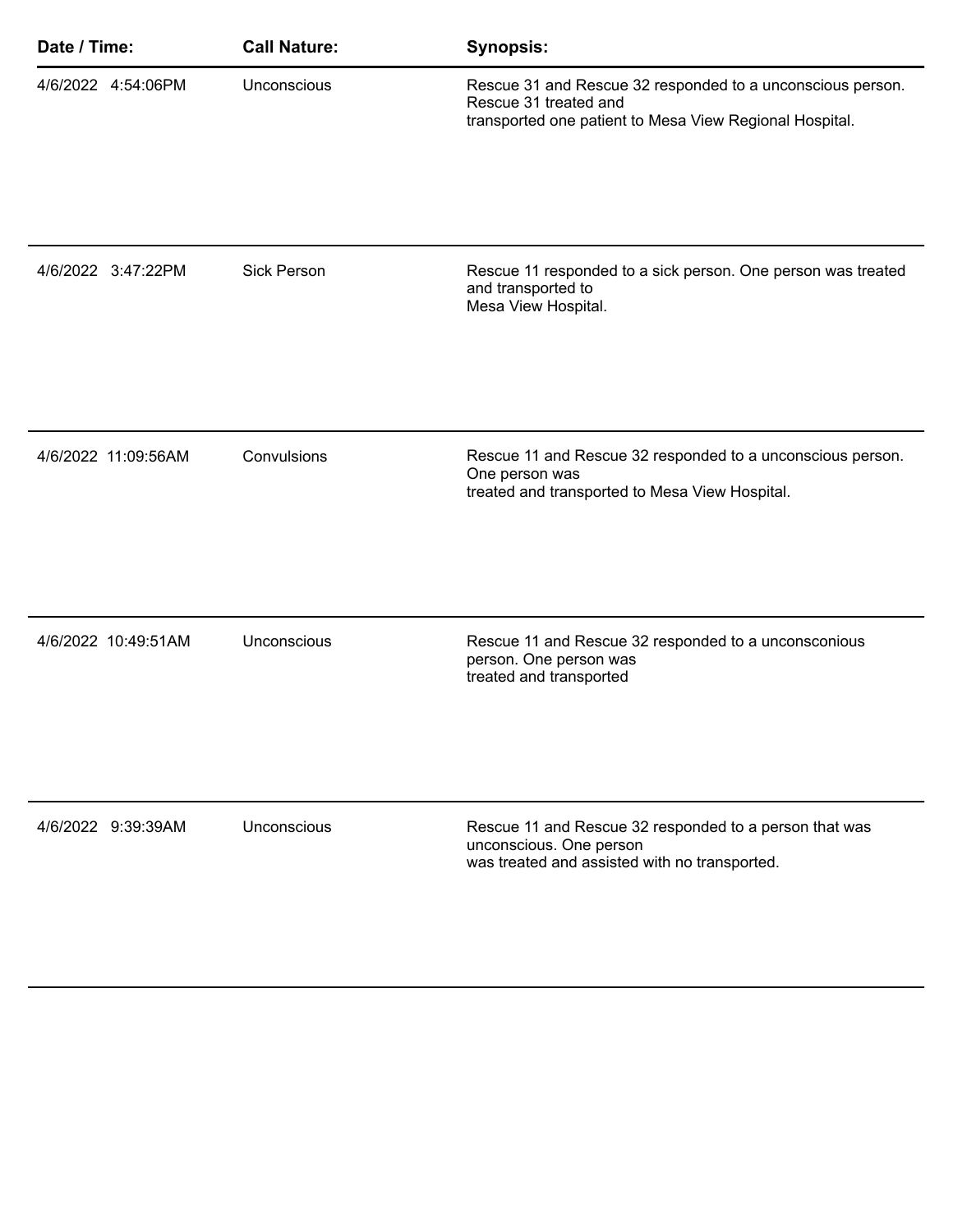| Date / Time: | Call Nature: | Synopsis: |
|---|---|---|
| 4/6/2022 4:54:06PM | Unconscious | Rescue 31 and Rescue 32 responded to a unconscious person. Rescue 31 treated and transported one patient to Mesa View Regional Hospital. |
| 4/6/2022 3:47:22PM | Sick Person | Rescue 11 responded to a sick person. One person was treated and transported to Mesa View Hospital. |
| 4/6/2022 11:09:56AM | Convulsions | Rescue 11 and Rescue 32 responded to a unconscious person. One person was treated and transported to Mesa View Hospital. |
| 4/6/2022 10:49:51AM | Unconscious | Rescue 11 and Rescue 32 responded to a unconsconious person. One person was treated and transported |
| 4/6/2022 9:39:39AM | Unconscious | Rescue 11 and Rescue 32 responded to a person that was unconscious. One person was treated and assisted with no transported. |